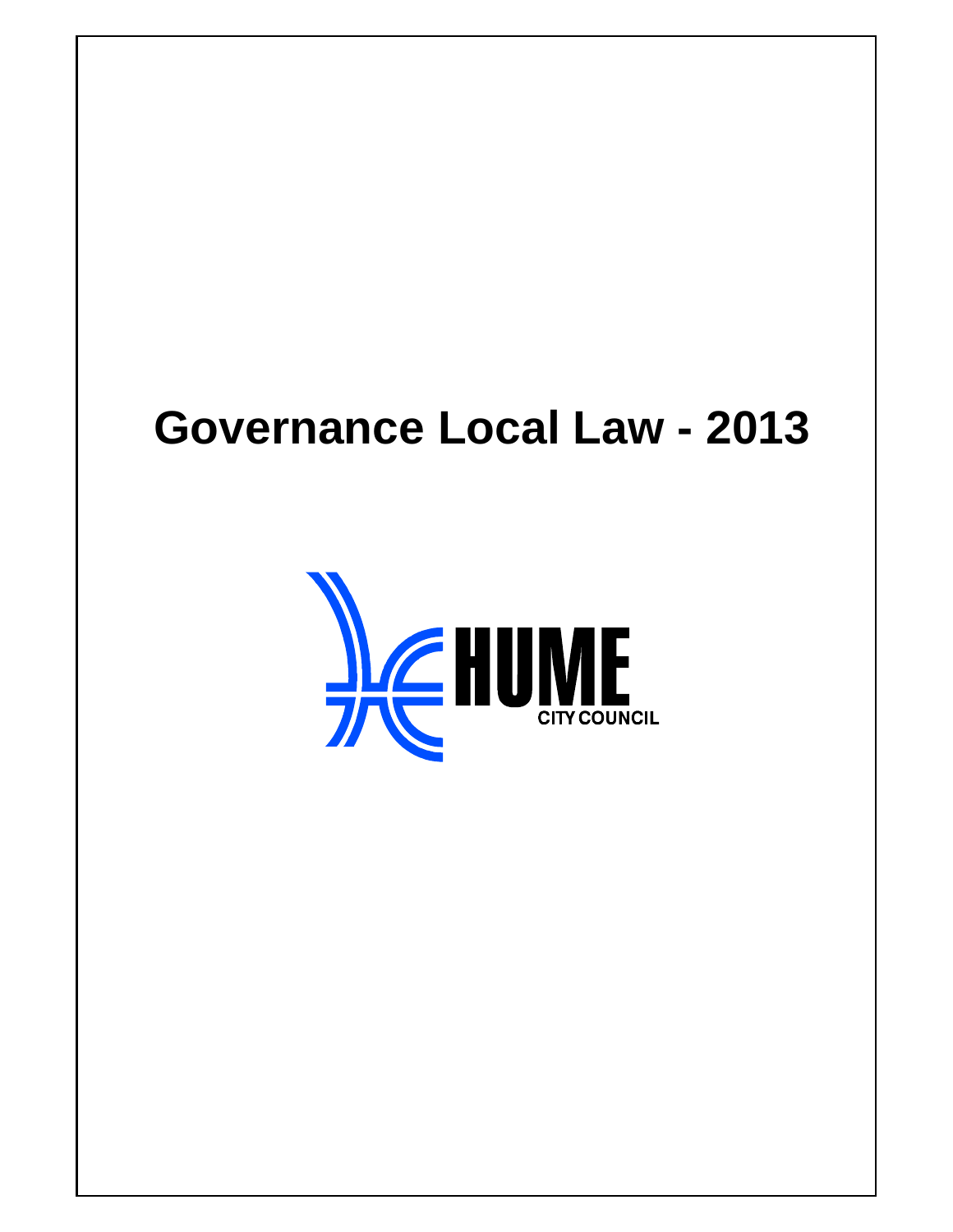# Governance Local Law - 2013

HUME
CITY COUNCIL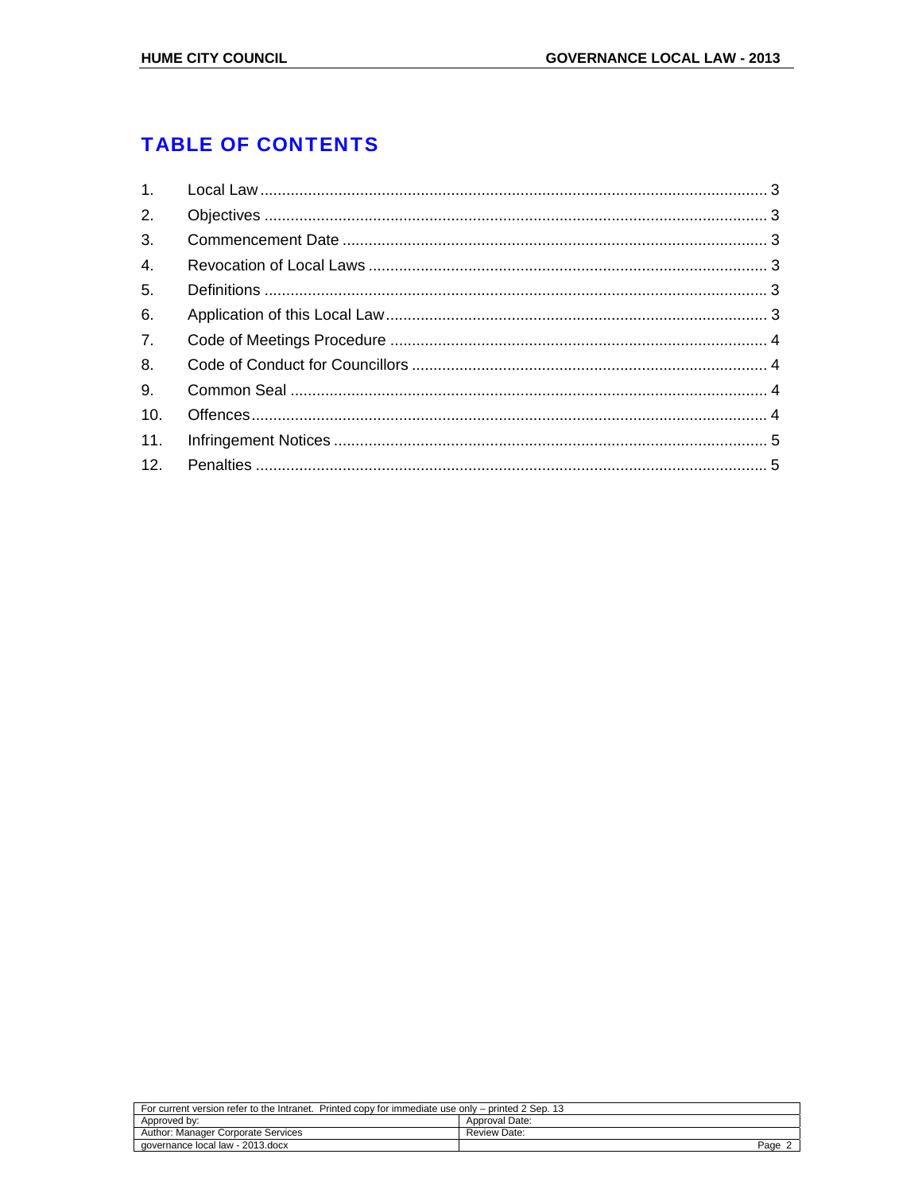# TABLE OF CONTENTS

| | | |
|---|---|---|
| 1. | Local Law | 3 |
| 2. | Objectives | 3 |
| 3. | Commencement Date | 3 |
| 4. | Revocation of Local Laws | 3 |
| 5. | Definitions | 3 |
| 6. | Application of this Local Law | 3 |
| 7. | Code of Meetings Procedure | 4 |
| 8. | Code of Conduct for Councillors | 4 |
| 9. | Common Seal | 4 |
| 10. | Offences | 4 |
| 11. | Infringement Notices | 5 |
| 12. | Penalties | 5 |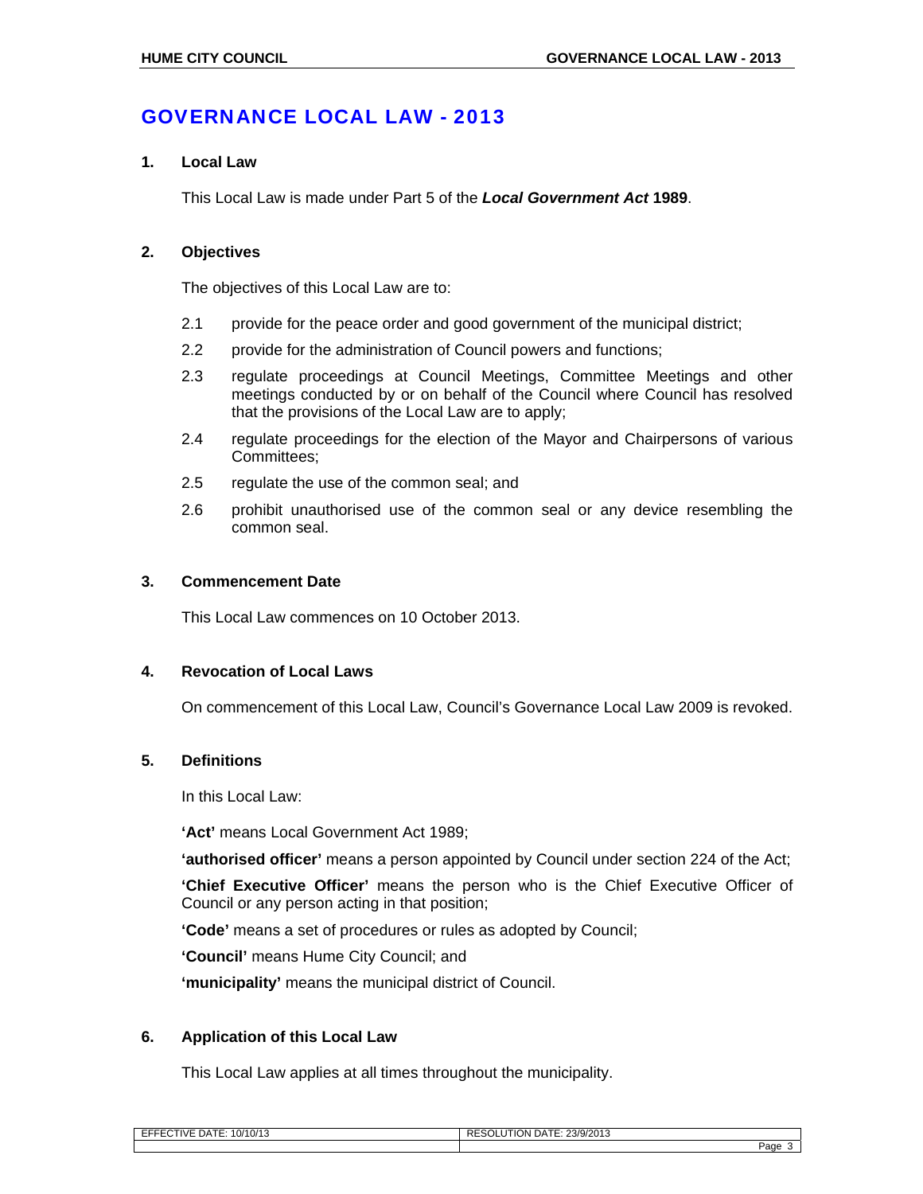# GOVERNANCE LOCAL LAW - 2013

## 1. Local Law

This Local Law is made under Part 5 of the ***Local Government Act*** **1989**.

## 2. Objectives

The objectives of this Local Law are to:

2.1 provide for the peace order and good government of the municipal district;

2.2 provide for the administration of Council powers and functions;

2.3 regulate proceedings at Council Meetings, Committee Meetings and other meetings conducted by or on behalf of the Council where Council has resolved that the provisions of the Local Law are to apply;

2.4 regulate proceedings for the election of the Mayor and Chairpersons of various Committees;

2.5 regulate the use of the common seal; and

2.6 prohibit unauthorised use of the common seal or any device resembling the common seal.

## 3. Commencement Date

This Local Law commences on 10 October 2013.

## 4. Revocation of Local Laws

On commencement of this Local Law, Council's Governance Local Law 2009 is revoked.

## 5. Definitions

In this Local Law:

**'Act'** means Local Government Act 1989;

**'authorised officer'** means a person appointed by Council under section 224 of the Act;

**'Chief Executive Officer'** means the person who is the Chief Executive Officer of Council or any person acting in that position;

**'Code'** means a set of procedures or rules as adopted by Council;

**'Council'** means Hume City Council; and

**'municipality'** means the municipal district of Council.

## 6. Application of this Local Law

This Local Law applies at all times throughout the municipality.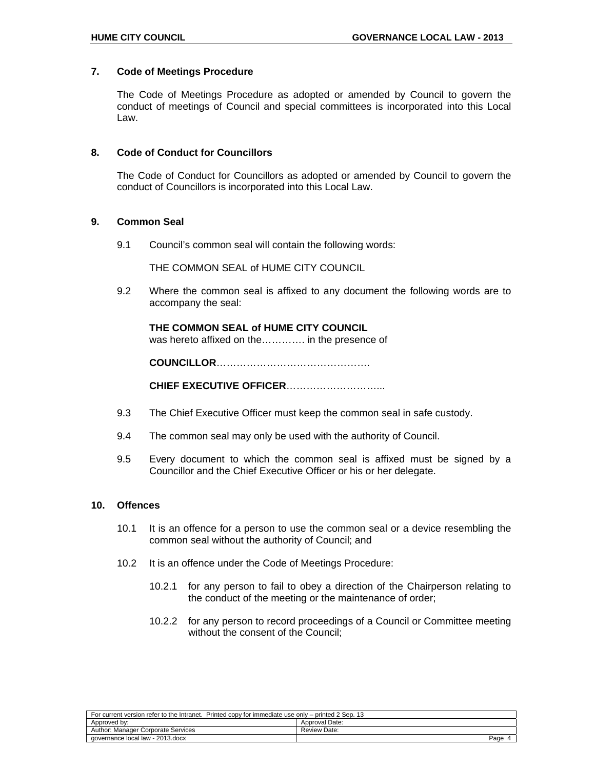## 7. Code of Meetings Procedure

The Code of Meetings Procedure as adopted or amended by Council to govern the conduct of meetings of Council and special committees is incorporated into this Local Law.

## 8. Code of Conduct for Councillors

The Code of Conduct for Councillors as adopted or amended by Council to govern the conduct of Councillors is incorporated into this Local Law.

## 9. Common Seal

9.1 Council's common seal will contain the following words:

THE COMMON SEAL of HUME CITY COUNCIL

9.2 Where the common seal is affixed to any document the following words are to accompany the seal:

**THE COMMON SEAL of HUME CITY COUNCIL**
was hereto affixed on the…………. in the presence of

**COUNCILLOR**……………………………………….

**CHIEF EXECUTIVE OFFICER**………………………..

9.3 The Chief Executive Officer must keep the common seal in safe custody.

9.4 The common seal may only be used with the authority of Council.

9.5 Every document to which the common seal is affixed must be signed by a Councillor and the Chief Executive Officer or his or her delegate.

## 10. Offences

10.1 It is an offence for a person to use the common seal or a device resembling the common seal without the authority of Council; and

10.2 It is an offence under the Code of Meetings Procedure:

10.2.1 for any person to fail to obey a direction of the Chairperson relating to the conduct of the meeting or the maintenance of order;

10.2.2 for any person to record proceedings of a Council or Committee meeting without the consent of the Council;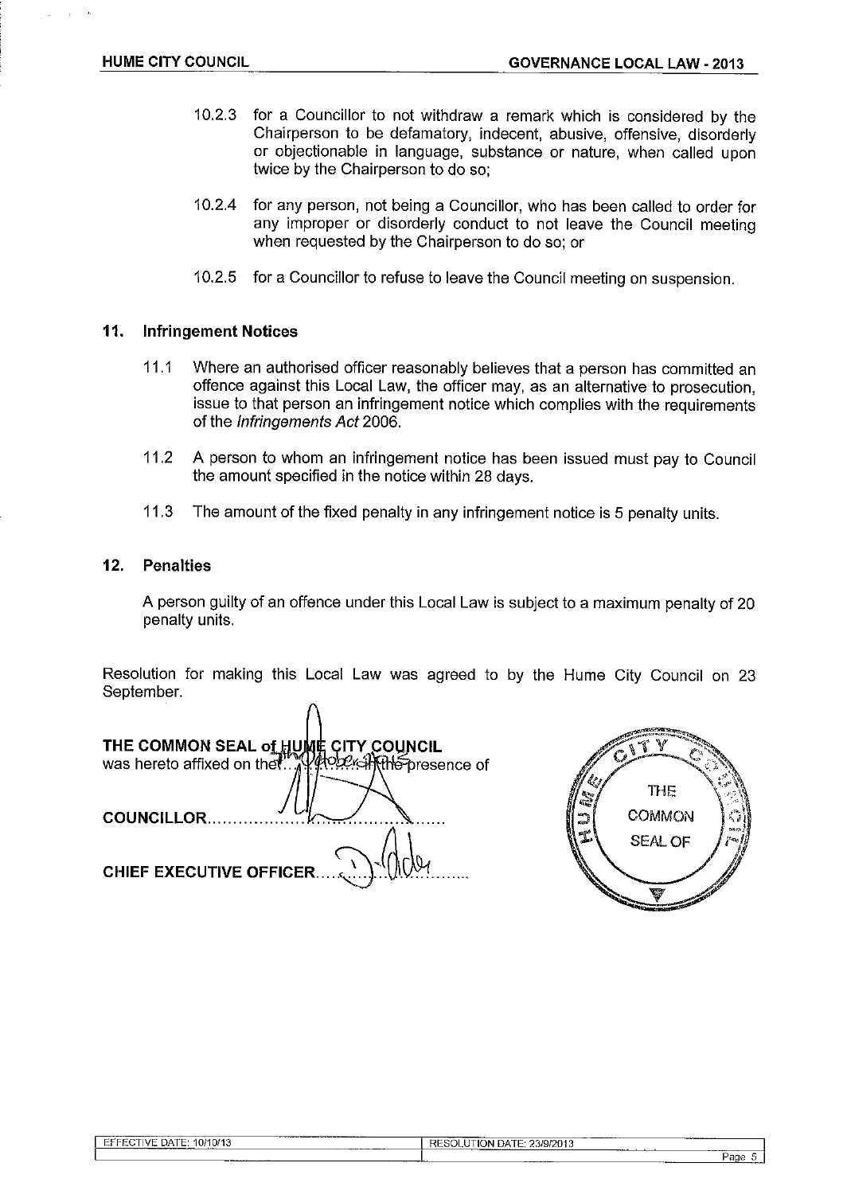10.2.3 for a Councillor to not withdraw a remark which is considered by the Chairperson to be defamatory, indecent, abusive, offensive, disorderly or objectionable in language, substance or nature, when called upon twice by the Chairperson to do so;

10.2.4 for any person, not being a Councillor, who has been called to order for any improper or disorderly conduct to not leave the Council meeting when requested by the Chairperson to do so; or

10.2.5 for a Councillor to refuse to leave the Council meeting on suspension.

## 11. Infringement Notices

11.1 Where an authorised officer reasonably believes that a person has committed an offence against this Local Law, the officer may, as an alternative to prosecution, issue to that person an infringement notice which complies with the requirements of the *Infringements Act* 2006.

11.2 A person to whom an infringement notice has been issued must pay to Council the amount specified in the notice within 28 days.

11.3 The amount of the fixed penalty in any infringement notice is 5 penalty units.

## 12. Penalties

A person guilty of an offence under this Local Law is subject to a maximum penalty of 20 penalty units.

Resolution for making this Local Law was agreed to by the Hume City Council on 23 September.

**THE COMMON SEAL of HUME CITY COUNCIL**
was hereto affixed on the ...7th October... in the presence of

**COUNCILLOR**.......................................

**CHIEF EXECUTIVE OFFICER**.......................................

THE COMMON SEAL OF HUME CITY COUNCIL

| EFFECTIVE DATE: 10/10/13 | RESOLUTION DATE: 23/9/2013 |
| --- | --- |